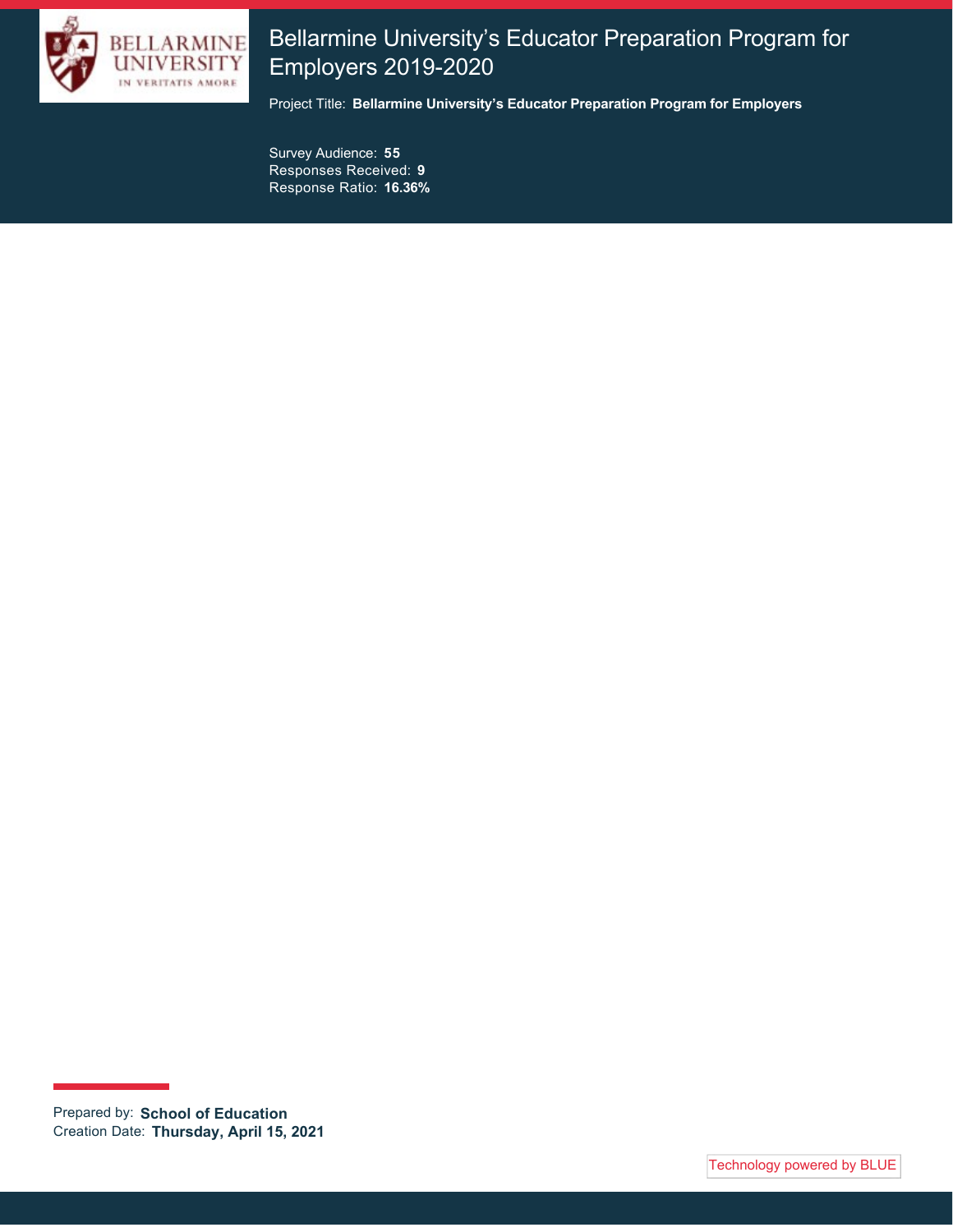# Bellarmine University's Educator Preparation Program for Employers 2019-2020

Project Title: **Bellarmine University's Educator Preparation Program for Employers**

Survey Audience: **55**
Responses Received: **9**
Response Ratio: **16.36%**

Prepared by: **School of Education**
Creation Date: **Thursday, April 15, 2021**

Technology powered by BLUE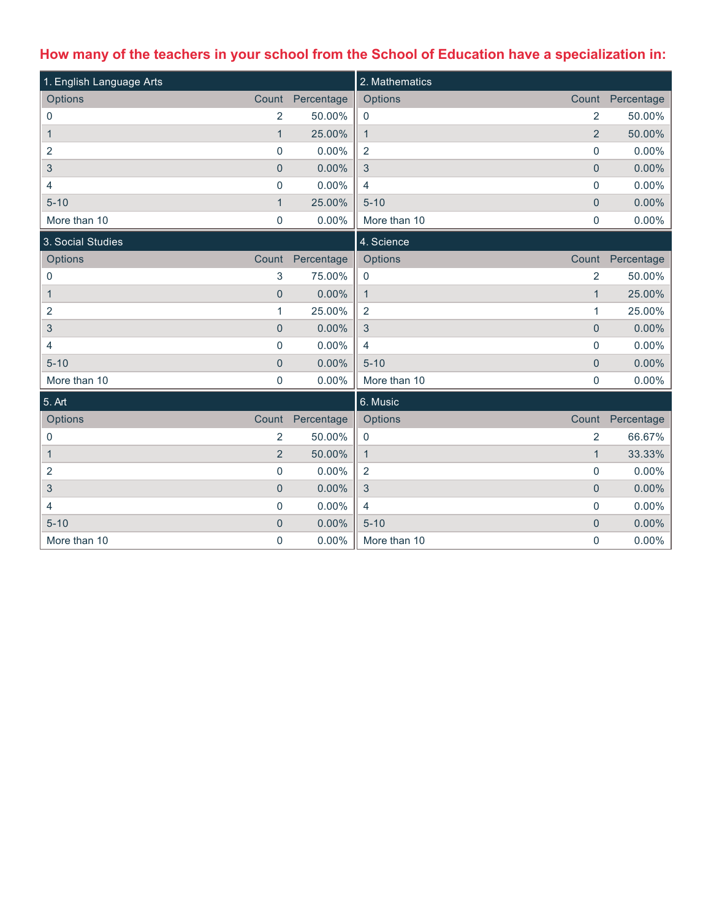## How many of the teachers in your school from the School of Education have a specialization in:

### 1. English Language Arts

| Options | Count | Percentage |
|---|---|---|
| 0 | 2 | 50.00% |
| 1 | 1 | 25.00% |
| 2 | 0 | 0.00% |
| 3 | 0 | 0.00% |
| 4 | 0 | 0.00% |
| 5-10 | 1 | 25.00% |
| More than 10 | 0 | 0.00% |

### 2. Mathematics

| Options | Count | Percentage |
|---|---|---|
| 0 | 2 | 50.00% |
| 1 | 2 | 50.00% |
| 2 | 0 | 0.00% |
| 3 | 0 | 0.00% |
| 4 | 0 | 0.00% |
| 5-10 | 0 | 0.00% |
| More than 10 | 0 | 0.00% |

### 3. Social Studies

| Options | Count | Percentage |
|---|---|---|
| 0 | 3 | 75.00% |
| 1 | 0 | 0.00% |
| 2 | 1 | 25.00% |
| 3 | 0 | 0.00% |
| 4 | 0 | 0.00% |
| 5-10 | 0 | 0.00% |
| More than 10 | 0 | 0.00% |

### 4. Science

| Options | Count | Percentage |
|---|---|---|
| 0 | 2 | 50.00% |
| 1 | 1 | 25.00% |
| 2 | 1 | 25.00% |
| 3 | 0 | 0.00% |
| 4 | 0 | 0.00% |
| 5-10 | 0 | 0.00% |
| More than 10 | 0 | 0.00% |

### 5. Art

| Options | Count | Percentage |
|---|---|---|
| 0 | 2 | 50.00% |
| 1 | 2 | 50.00% |
| 2 | 0 | 0.00% |
| 3 | 0 | 0.00% |
| 4 | 0 | 0.00% |
| 5-10 | 0 | 0.00% |
| More than 10 | 0 | 0.00% |

### 6. Music

| Options | Count | Percentage |
|---|---|---|
| 0 | 2 | 66.67% |
| 1 | 1 | 33.33% |
| 2 | 0 | 0.00% |
| 3 | 0 | 0.00% |
| 4 | 0 | 0.00% |
| 5-10 | 0 | 0.00% |
| More than 10 | 0 | 0.00% |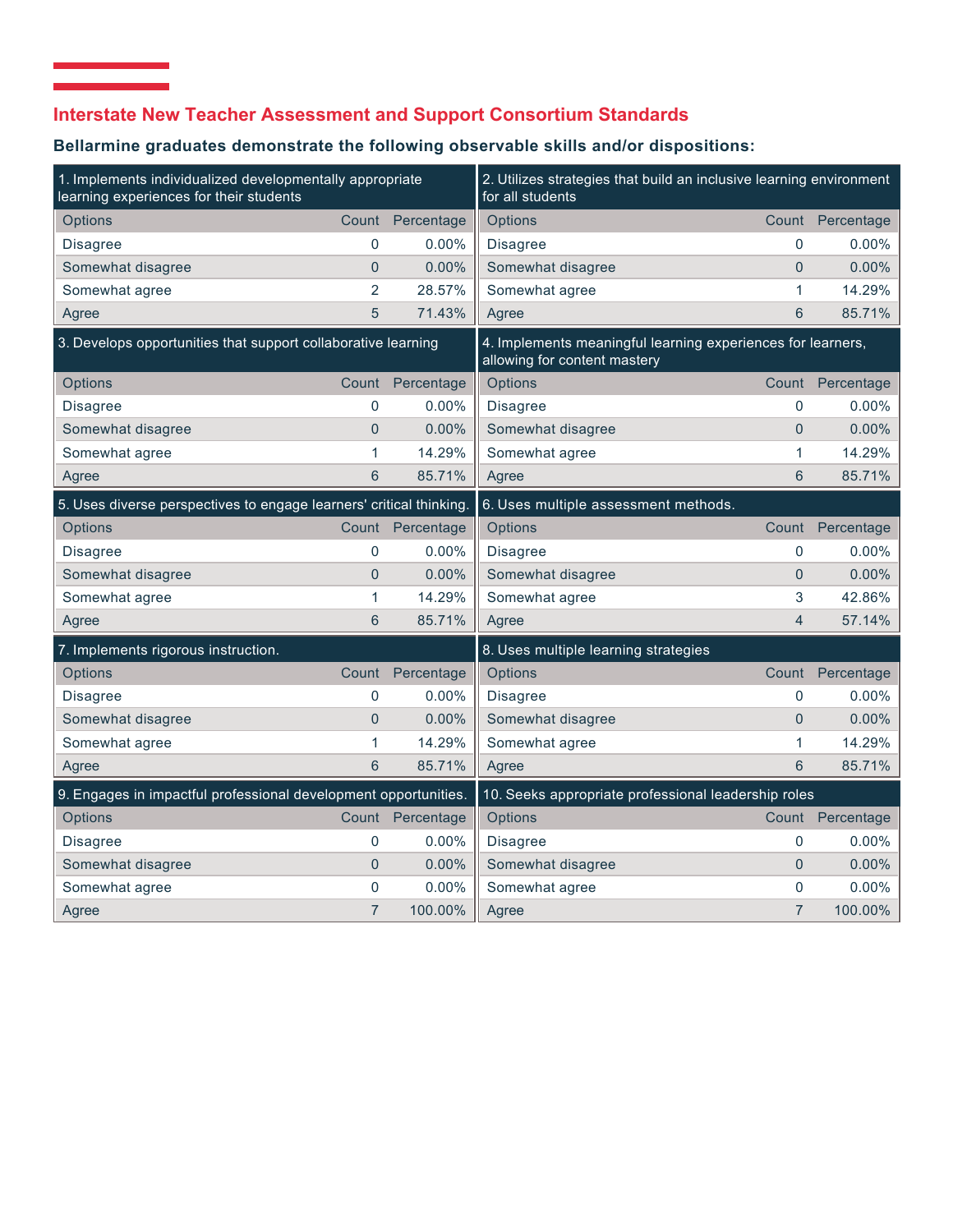## Interstate New Teacher Assessment and Support Consortium Standards

**Bellarmine graduates demonstrate the following observable skills and/or dispositions:**

**1. Implements individualized developmentally appropriate learning experiences for their students**

| Options | Count | Percentage |
|---|---|---|
| Disagree | 0 | 0.00% |
| Somewhat disagree | 0 | 0.00% |
| Somewhat agree | 2 | 28.57% |
| Agree | 5 | 71.43% |

**2. Utilizes strategies that build an inclusive learning environment for all students**

| Options | Count | Percentage |
|---|---|---|
| Disagree | 0 | 0.00% |
| Somewhat disagree | 0 | 0.00% |
| Somewhat agree | 1 | 14.29% |
| Agree | 6 | 85.71% |

**3. Develops opportunities that support collaborative learning**

| Options | Count | Percentage |
|---|---|---|
| Disagree | 0 | 0.00% |
| Somewhat disagree | 0 | 0.00% |
| Somewhat agree | 1 | 14.29% |
| Agree | 6 | 85.71% |

**4. Implements meaningful learning experiences for learners, allowing for content mastery**

| Options | Count | Percentage |
|---|---|---|
| Disagree | 0 | 0.00% |
| Somewhat disagree | 0 | 0.00% |
| Somewhat agree | 1 | 14.29% |
| Agree | 6 | 85.71% |

**5. Uses diverse perspectives to engage learners' critical thinking.**

| Options | Count | Percentage |
|---|---|---|
| Disagree | 0 | 0.00% |
| Somewhat disagree | 0 | 0.00% |
| Somewhat agree | 1 | 14.29% |
| Agree | 6 | 85.71% |

**6. Uses multiple assessment methods.**

| Options | Count | Percentage |
|---|---|---|
| Disagree | 0 | 0.00% |
| Somewhat disagree | 0 | 0.00% |
| Somewhat agree | 3 | 42.86% |
| Agree | 4 | 57.14% |

**7. Implements rigorous instruction.**

| Options | Count | Percentage |
|---|---|---|
| Disagree | 0 | 0.00% |
| Somewhat disagree | 0 | 0.00% |
| Somewhat agree | 1 | 14.29% |
| Agree | 6 | 85.71% |

**8. Uses multiple learning strategies**

| Options | Count | Percentage |
|---|---|---|
| Disagree | 0 | 0.00% |
| Somewhat disagree | 0 | 0.00% |
| Somewhat agree | 1 | 14.29% |
| Agree | 6 | 85.71% |

**9. Engages in impactful professional development opportunities.**

| Options | Count | Percentage |
|---|---|---|
| Disagree | 0 | 0.00% |
| Somewhat disagree | 0 | 0.00% |
| Somewhat agree | 0 | 0.00% |
| Agree | 7 | 100.00% |

**10. Seeks appropriate professional leadership roles**

| Options | Count | Percentage |
|---|---|---|
| Disagree | 0 | 0.00% |
| Somewhat disagree | 0 | 0.00% |
| Somewhat agree | 0 | 0.00% |
| Agree | 7 | 100.00% |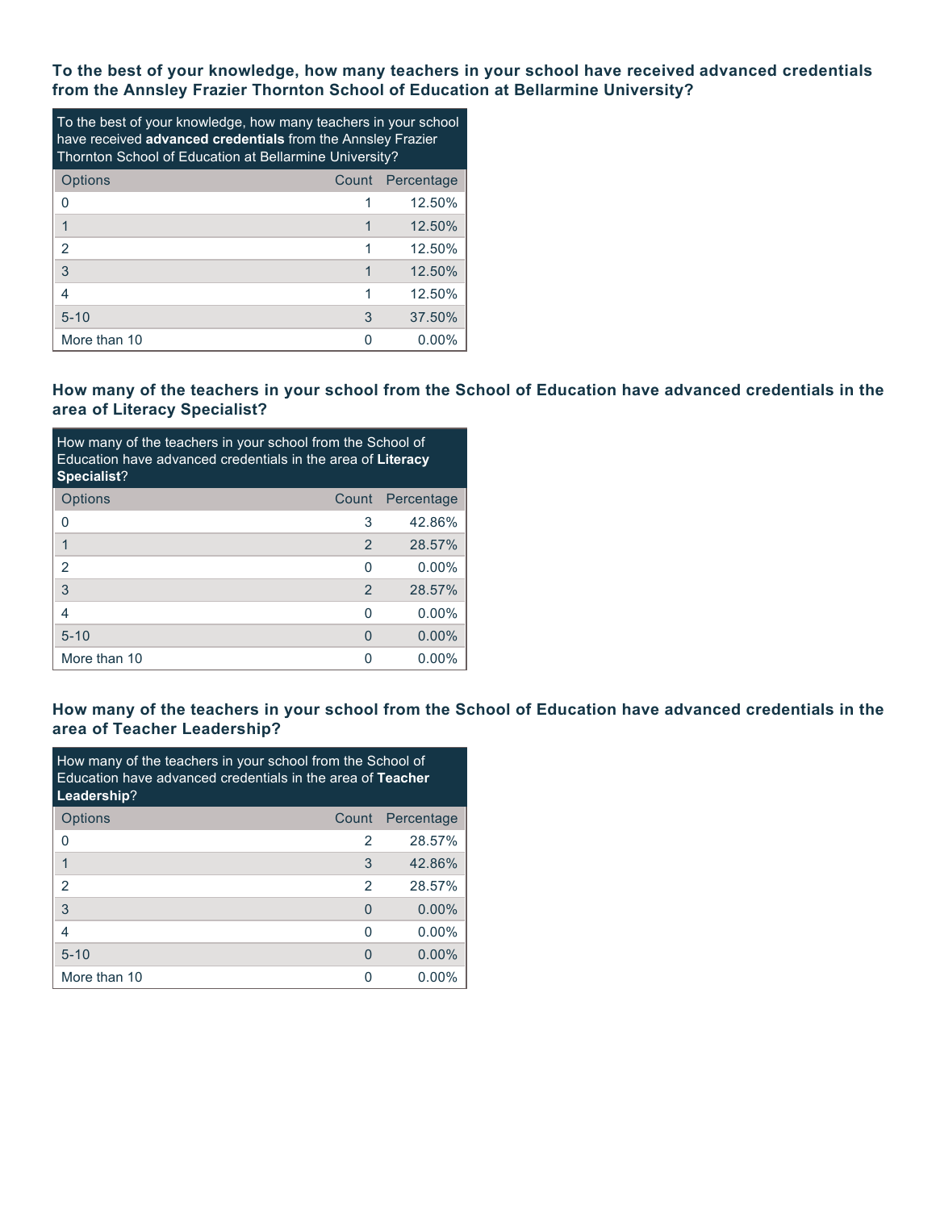### To the best of your knowledge, how many teachers in your school have received advanced credentials from the Annsley Frazier Thornton School of Education at Bellarmine University?

| To the best of your knowledge, how many teachers in your school have received **advanced credentials** from the Annsley Frazier Thornton School of Education at Bellarmine University? | | |
|---|---|---|
| Options | Count | Percentage |
| 0 | 1 | 12.50% |
| 1 | 1 | 12.50% |
| 2 | 1 | 12.50% |
| 3 | 1 | 12.50% |
| 4 | 1 | 12.50% |
| 5-10 | 3 | 37.50% |
| More than 10 | 0 | 0.00% |

### How many of the teachers in your school from the School of Education have advanced credentials in the area of Literacy Specialist?

| How many of the teachers in your school from the School of Education have advanced credentials in the area of **Literacy Specialist**? | | |
|---|---|---|
| Options | Count | Percentage |
| 0 | 3 | 42.86% |
| 1 | 2 | 28.57% |
| 2 | 0 | 0.00% |
| 3 | 2 | 28.57% |
| 4 | 0 | 0.00% |
| 5-10 | 0 | 0.00% |
| More than 10 | 0 | 0.00% |

### How many of the teachers in your school from the School of Education have advanced credentials in the area of Teacher Leadership?

| How many of the teachers in your school from the School of Education have advanced credentials in the area of **Teacher Leadership**? | | |
|---|---|---|
| Options | Count | Percentage |
| 0 | 2 | 28.57% |
| 1 | 3 | 42.86% |
| 2 | 2 | 28.57% |
| 3 | 0 | 0.00% |
| 4 | 0 | 0.00% |
| 5-10 | 0 | 0.00% |
| More than 10 | 0 | 0.00% |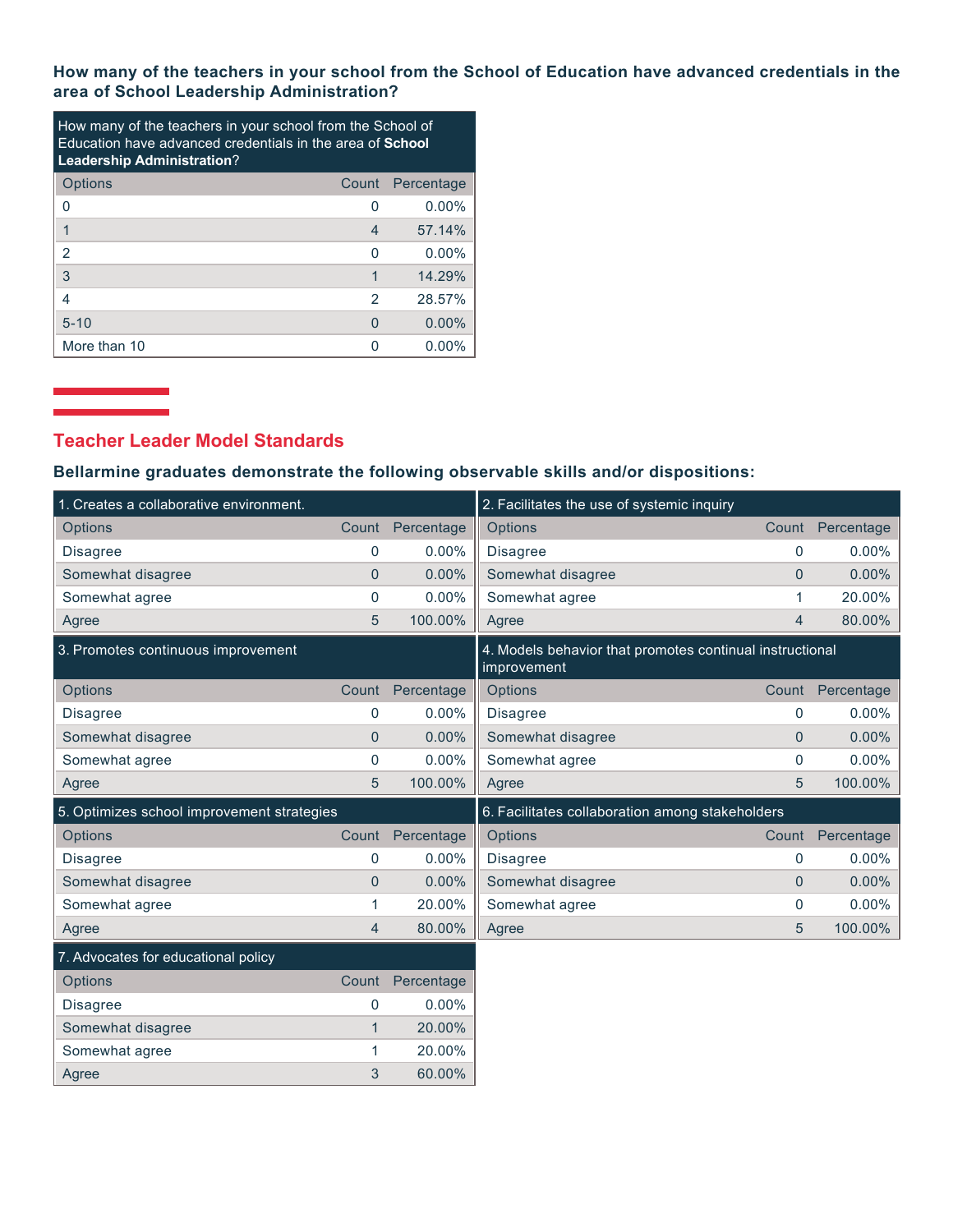**How many of the teachers in your school from the School of Education have advanced credentials in the area of School Leadership Administration?**

| How many of the teachers in your school from the School of Education have advanced credentials in the area of **School Leadership Administration**? | | |
|---|---|---|
| Options | Count | Percentage |
| 0 | 0 | 0.00% |
| 1 | 4 | 57.14% |
| 2 | 0 | 0.00% |
| 3 | 1 | 14.29% |
| 4 | 2 | 28.57% |
| 5-10 | 0 | 0.00% |
| More than 10 | 0 | 0.00% |

## Teacher Leader Model Standards

**Bellarmine graduates demonstrate the following observable skills and/or dispositions:**

| 1. Creates a collaborative environment. | | |
|---|---|---|
| Options | Count | Percentage |
| Disagree | 0 | 0.00% |
| Somewhat disagree | 0 | 0.00% |
| Somewhat agree | 0 | 0.00% |
| Agree | 5 | 100.00% |

| 2. Facilitates the use of systemic inquiry | | |
|---|---|---|
| Options | Count | Percentage |
| Disagree | 0 | 0.00% |
| Somewhat disagree | 0 | 0.00% |
| Somewhat agree | 1 | 20.00% |
| Agree | 4 | 80.00% |

| 3. Promotes continuous improvement | | |
|---|---|---|
| Options | Count | Percentage |
| Disagree | 0 | 0.00% |
| Somewhat disagree | 0 | 0.00% |
| Somewhat agree | 0 | 0.00% |
| Agree | 5 | 100.00% |

| 4. Models behavior that promotes continual instructional improvement | | |
|---|---|---|
| Options | Count | Percentage |
| Disagree | 0 | 0.00% |
| Somewhat disagree | 0 | 0.00% |
| Somewhat agree | 0 | 0.00% |
| Agree | 5 | 100.00% |

| 5. Optimizes school improvement strategies | | |
|---|---|---|
| Options | Count | Percentage |
| Disagree | 0 | 0.00% |
| Somewhat disagree | 0 | 0.00% |
| Somewhat agree | 1 | 20.00% |
| Agree | 4 | 80.00% |

| 6. Facilitates collaboration among stakeholders | | |
|---|---|---|
| Options | Count | Percentage |
| Disagree | 0 | 0.00% |
| Somewhat disagree | 0 | 0.00% |
| Somewhat agree | 0 | 0.00% |
| Agree | 5 | 100.00% |

| 7. Advocates for educational policy | | |
|---|---|---|
| Options | Count | Percentage |
| Disagree | 0 | 0.00% |
| Somewhat disagree | 1 | 20.00% |
| Somewhat agree | 1 | 20.00% |
| Agree | 3 | 60.00% |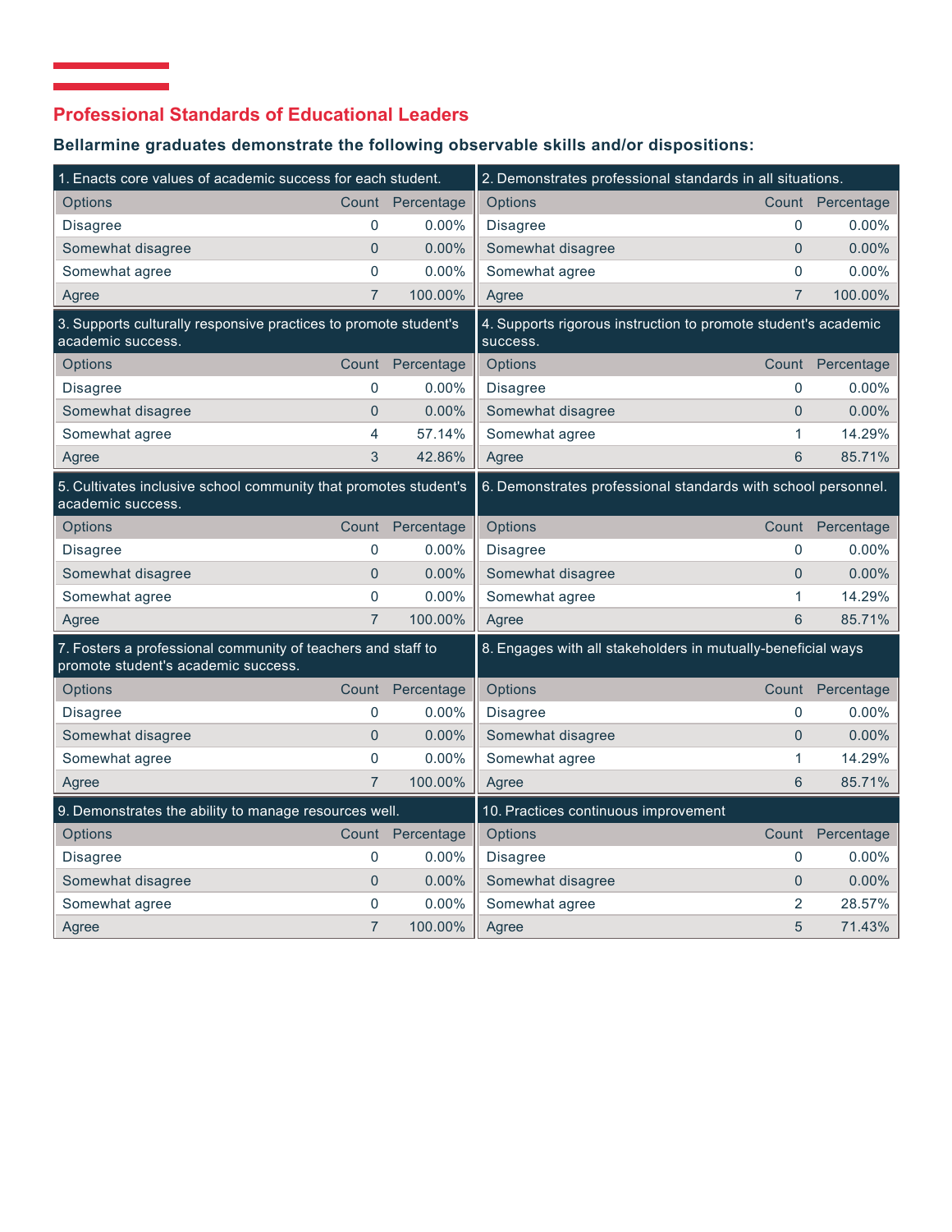## Professional Standards of Educational Leaders

**Bellarmine graduates demonstrate the following observable skills and/or dispositions:**

**1. Enacts core values of academic success for each student.**

| Options | Count | Percentage |
|---|---|---|
| Disagree | 0 | 0.00% |
| Somewhat disagree | 0 | 0.00% |
| Somewhat agree | 0 | 0.00% |
| Agree | 7 | 100.00% |

**2. Demonstrates professional standards in all situations.**

| Options | Count | Percentage |
|---|---|---|
| Disagree | 0 | 0.00% |
| Somewhat disagree | 0 | 0.00% |
| Somewhat agree | 0 | 0.00% |
| Agree | 7 | 100.00% |

**3. Supports culturally responsive practices to promote student's academic success.**

| Options | Count | Percentage |
|---|---|---|
| Disagree | 0 | 0.00% |
| Somewhat disagree | 0 | 0.00% |
| Somewhat agree | 4 | 57.14% |
| Agree | 3 | 42.86% |

**4. Supports rigorous instruction to promote student's academic success.**

| Options | Count | Percentage |
|---|---|---|
| Disagree | 0 | 0.00% |
| Somewhat disagree | 0 | 0.00% |
| Somewhat agree | 1 | 14.29% |
| Agree | 6 | 85.71% |

**5. Cultivates inclusive school community that promotes student's academic success.**

| Options | Count | Percentage |
|---|---|---|
| Disagree | 0 | 0.00% |
| Somewhat disagree | 0 | 0.00% |
| Somewhat agree | 0 | 0.00% |
| Agree | 7 | 100.00% |

**6. Demonstrates professional standards with school personnel.**

| Options | Count | Percentage |
|---|---|---|
| Disagree | 0 | 0.00% |
| Somewhat disagree | 0 | 0.00% |
| Somewhat agree | 1 | 14.29% |
| Agree | 6 | 85.71% |

**7. Fosters a professional community of teachers and staff to promote student's academic success.**

| Options | Count | Percentage |
|---|---|---|
| Disagree | 0 | 0.00% |
| Somewhat disagree | 0 | 0.00% |
| Somewhat agree | 0 | 0.00% |
| Agree | 7 | 100.00% |

**8. Engages with all stakeholders in mutually-beneficial ways**

| Options | Count | Percentage |
|---|---|---|
| Disagree | 0 | 0.00% |
| Somewhat disagree | 0 | 0.00% |
| Somewhat agree | 1 | 14.29% |
| Agree | 6 | 85.71% |

**9. Demonstrates the ability to manage resources well.**

| Options | Count | Percentage |
|---|---|---|
| Disagree | 0 | 0.00% |
| Somewhat disagree | 0 | 0.00% |
| Somewhat agree | 0 | 0.00% |
| Agree | 7 | 100.00% |

**10. Practices continuous improvement**

| Options | Count | Percentage |
|---|---|---|
| Disagree | 0 | 0.00% |
| Somewhat disagree | 0 | 0.00% |
| Somewhat agree | 2 | 28.57% |
| Agree | 5 | 71.43% |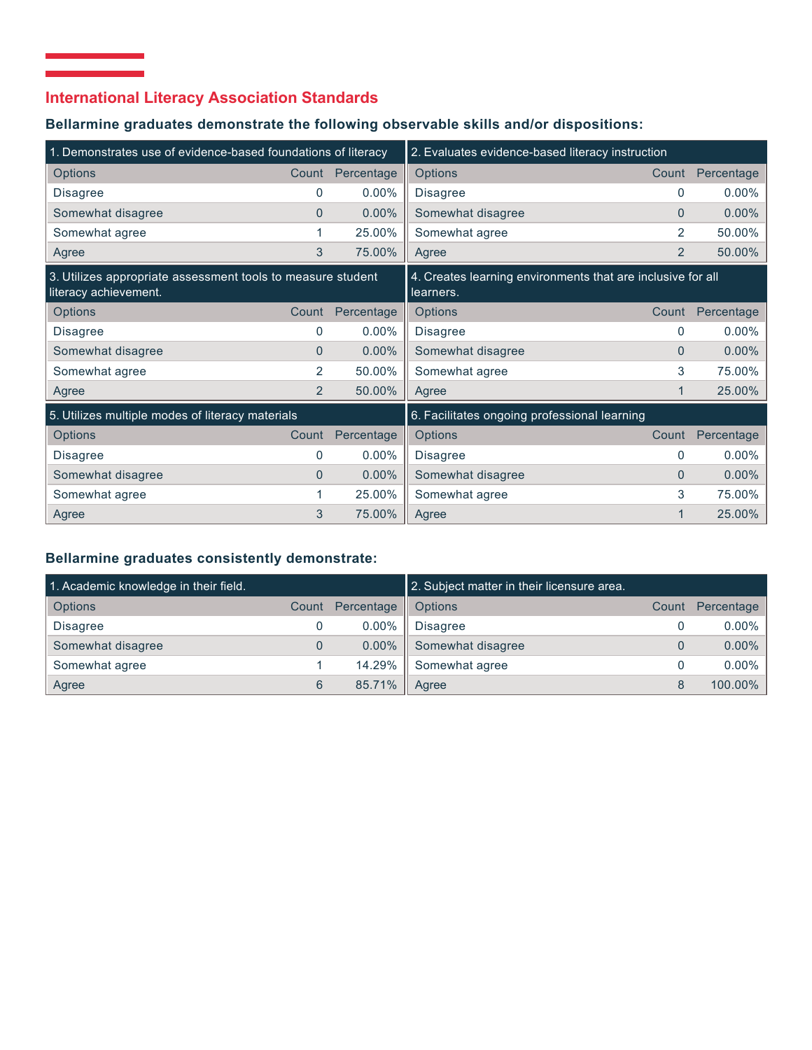## International Literacy Association Standards

### Bellarmine graduates demonstrate the following observable skills and/or dispositions:

**1. Demonstrates use of evidence-based foundations of literacy**

| Options | Count | Percentage |
|---|---|---|
| Disagree | 0 | 0.00% |
| Somewhat disagree | 0 | 0.00% |
| Somewhat agree | 1 | 25.00% |
| Agree | 3 | 75.00% |

**2. Evaluates evidence-based literacy instruction**

| Options | Count | Percentage |
|---|---|---|
| Disagree | 0 | 0.00% |
| Somewhat disagree | 0 | 0.00% |
| Somewhat agree | 2 | 50.00% |
| Agree | 2 | 50.00% |

**3. Utilizes appropriate assessment tools to measure student literacy achievement.**

| Options | Count | Percentage |
|---|---|---|
| Disagree | 0 | 0.00% |
| Somewhat disagree | 0 | 0.00% |
| Somewhat agree | 2 | 50.00% |
| Agree | 2 | 50.00% |

**4. Creates learning environments that are inclusive for all learners.**

| Options | Count | Percentage |
|---|---|---|
| Disagree | 0 | 0.00% |
| Somewhat disagree | 0 | 0.00% |
| Somewhat agree | 3 | 75.00% |
| Agree | 1 | 25.00% |

**5. Utilizes multiple modes of literacy materials**

| Options | Count | Percentage |
|---|---|---|
| Disagree | 0 | 0.00% |
| Somewhat disagree | 0 | 0.00% |
| Somewhat agree | 1 | 25.00% |
| Agree | 3 | 75.00% |

**6. Facilitates ongoing professional learning**

| Options | Count | Percentage |
|---|---|---|
| Disagree | 0 | 0.00% |
| Somewhat disagree | 0 | 0.00% |
| Somewhat agree | 3 | 75.00% |
| Agree | 1 | 25.00% |

### Bellarmine graduates consistently demonstrate:

**1. Academic knowledge in their field.**

| Options | Count | Percentage |
|---|---|---|
| Disagree | 0 | 0.00% |
| Somewhat disagree | 0 | 0.00% |
| Somewhat agree | 1 | 14.29% |
| Agree | 6 | 85.71% |

**2. Subject matter in their licensure area.**

| Options | Count | Percentage |
|---|---|---|
| Disagree | 0 | 0.00% |
| Somewhat disagree | 0 | 0.00% |
| Somewhat agree | 0 | 0.00% |
| Agree | 8 | 100.00% |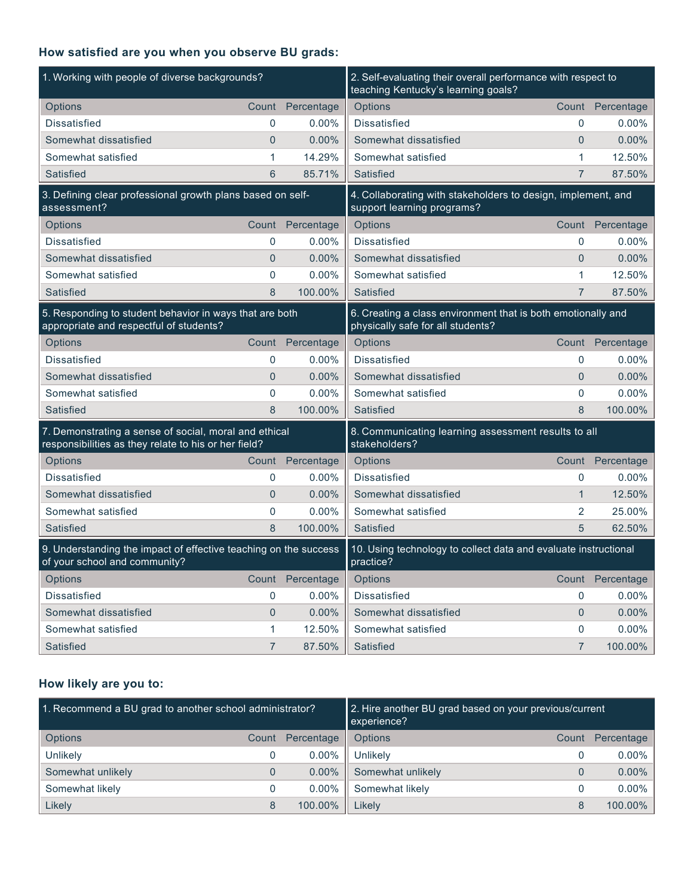### How satisfied are you when you observe BU grads:

**1. Working with people of diverse backgrounds?**

| Options | Count | Percentage |
|---|---|---|
| Dissatisfied | 0 | 0.00% |
| Somewhat dissatisfied | 0 | 0.00% |
| Somewhat satisfied | 1 | 14.29% |
| Satisfied | 6 | 85.71% |

**2. Self-evaluating their overall performance with respect to teaching Kentucky's learning goals?**

| Options | Count | Percentage |
|---|---|---|
| Dissatisfied | 0 | 0.00% |
| Somewhat dissatisfied | 0 | 0.00% |
| Somewhat satisfied | 1 | 12.50% |
| Satisfied | 7 | 87.50% |

**3. Defining clear professional growth plans based on self-assessment?**

| Options | Count | Percentage |
|---|---|---|
| Dissatisfied | 0 | 0.00% |
| Somewhat dissatisfied | 0 | 0.00% |
| Somewhat satisfied | 0 | 0.00% |
| Satisfied | 8 | 100.00% |

**4. Collaborating with stakeholders to design, implement, and support learning programs?**

| Options | Count | Percentage |
|---|---|---|
| Dissatisfied | 0 | 0.00% |
| Somewhat dissatisfied | 0 | 0.00% |
| Somewhat satisfied | 1 | 12.50% |
| Satisfied | 7 | 87.50% |

**5. Responding to student behavior in ways that are both appropriate and respectful of students?**

| Options | Count | Percentage |
|---|---|---|
| Dissatisfied | 0 | 0.00% |
| Somewhat dissatisfied | 0 | 0.00% |
| Somewhat satisfied | 0 | 0.00% |
| Satisfied | 8 | 100.00% |

**6. Creating a class environment that is both emotionally and physically safe for all students?**

| Options | Count | Percentage |
|---|---|---|
| Dissatisfied | 0 | 0.00% |
| Somewhat dissatisfied | 0 | 0.00% |
| Somewhat satisfied | 0 | 0.00% |
| Satisfied | 8 | 100.00% |

**7. Demonstrating a sense of social, moral and ethical responsibilities as they relate to his or her field?**

| Options | Count | Percentage |
|---|---|---|
| Dissatisfied | 0 | 0.00% |
| Somewhat dissatisfied | 0 | 0.00% |
| Somewhat satisfied | 0 | 0.00% |
| Satisfied | 8 | 100.00% |

**8. Communicating learning assessment results to all stakeholders?**

| Options | Count | Percentage |
|---|---|---|
| Dissatisfied | 0 | 0.00% |
| Somewhat dissatisfied | 1 | 12.50% |
| Somewhat satisfied | 2 | 25.00% |
| Satisfied | 5 | 62.50% |

**9. Understanding the impact of effective teaching on the success of your school and community?**

| Options | Count | Percentage |
|---|---|---|
| Dissatisfied | 0 | 0.00% |
| Somewhat dissatisfied | 0 | 0.00% |
| Somewhat satisfied | 1 | 12.50% |
| Satisfied | 7 | 87.50% |

**10. Using technology to collect data and evaluate instructional practice?**

| Options | Count | Percentage |
|---|---|---|
| Dissatisfied | 0 | 0.00% |
| Somewhat dissatisfied | 0 | 0.00% |
| Somewhat satisfied | 0 | 0.00% |
| Satisfied | 7 | 100.00% |

### How likely are you to:

**1. Recommend a BU grad to another school administrator?**

| Options | Count | Percentage |
|---|---|---|
| Unlikely | 0 | 0.00% |
| Somewhat unlikely | 0 | 0.00% |
| Somewhat likely | 0 | 0.00% |
| Likely | 8 | 100.00% |

**2. Hire another BU grad based on your previous/current experience?**

| Options | Count | Percentage |
|---|---|---|
| Unlikely | 0 | 0.00% |
| Somewhat unlikely | 0 | 0.00% |
| Somewhat likely | 0 | 0.00% |
| Likely | 8 | 100.00% |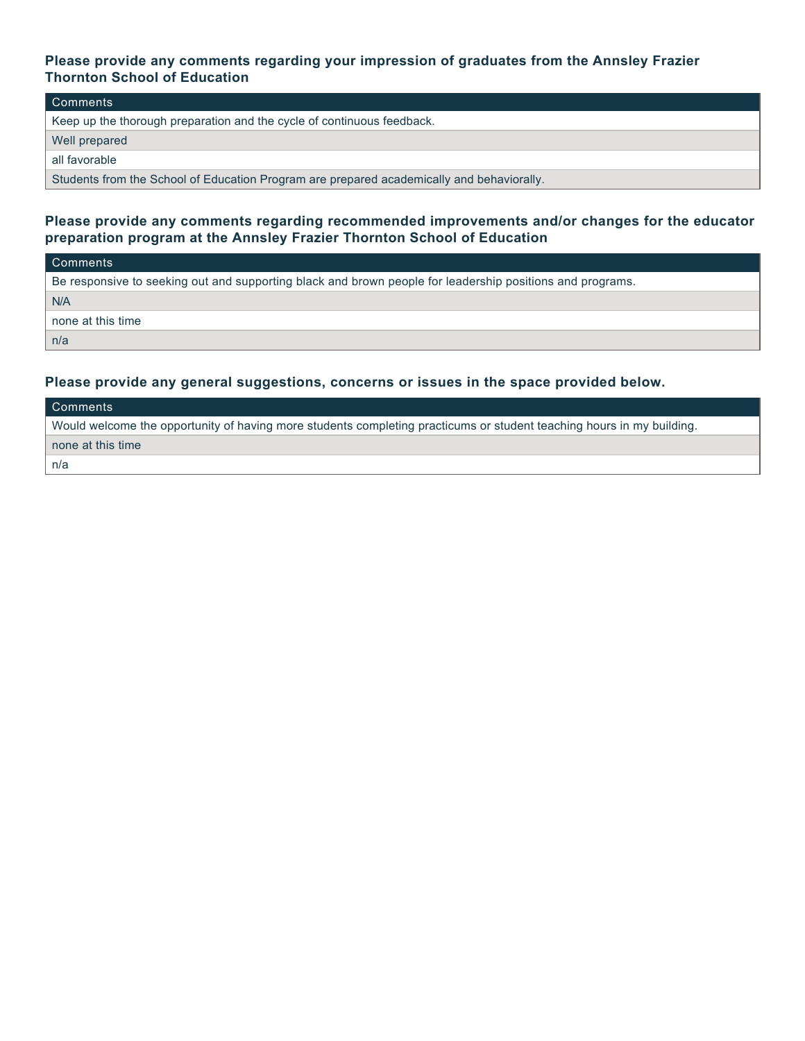### Please provide any comments regarding your impression of graduates from the Annsley Frazier Thornton School of Education

| Comments |
| --- |
| Keep up the thorough preparation and the cycle of continuous feedback. |
| Well prepared |
| all favorable |
| Students from the School of Education Program are prepared academically and behaviorally. |

### Please provide any comments regarding recommended improvements and/or changes for the educator preparation program at the Annsley Frazier Thornton School of Education

| Comments |
| --- |
| Be responsive to seeking out and supporting black and brown people for leadership positions and programs. |
| N/A |
| none at this time |
| n/a |

### Please provide any general suggestions, concerns or issues in the space provided below.

| Comments |
| --- |
| Would welcome the opportunity of having more students completing practicums or student teaching hours in my building. |
| none at this time |
| n/a |